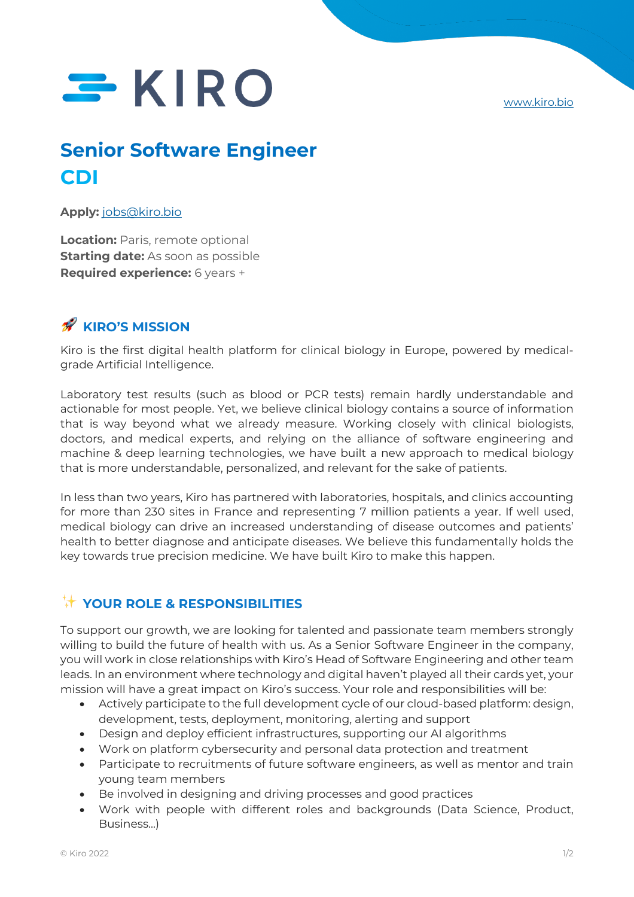KIRO

www.kiro.bio

# Senior Software Engineer
# CDI

**Apply:** jobs@kiro.bio

**Location:** Paris, remote optional
**Starting date:** As soon as possible
**Required experience:** 6 years +

## 🚀 KIRO'S MISSION

Kiro is the first digital health platform for clinical biology in Europe, powered by medical-grade Artificial Intelligence.

Laboratory test results (such as blood or PCR tests) remain hardly understandable and actionable for most people. Yet, we believe clinical biology contains a source of information that is way beyond what we already measure. Working closely with clinical biologists, doctors, and medical experts, and relying on the alliance of software engineering and machine & deep learning technologies, we have built a new approach to medical biology that is more understandable, personalized, and relevant for the sake of patients.

In less than two years, Kiro has partnered with laboratories, hospitals, and clinics accounting for more than 230 sites in France and representing 7 million patients a year. If well used, medical biology can drive an increased understanding of disease outcomes and patients' health to better diagnose and anticipate diseases. We believe this fundamentally holds the key towards true precision medicine. We have built Kiro to make this happen.

## ✨ YOUR ROLE & RESPONSIBILITIES

To support our growth, we are looking for talented and passionate team members strongly willing to build the future of health with us. As a Senior Software Engineer in the company, you will work in close relationships with Kiro's Head of Software Engineering and other team leads. In an environment where technology and digital haven't played all their cards yet, your mission will have a great impact on Kiro's success. Your role and responsibilities will be:

- Actively participate to the full development cycle of our cloud-based platform: design, development, tests, deployment, monitoring, alerting and support
- Design and deploy efficient infrastructures, supporting our AI algorithms
- Work on platform cybersecurity and personal data protection and treatment
- Participate to recruitments of future software engineers, as well as mentor and train young team members
- Be involved in designing and driving processes and good practices
- Work with people with different roles and backgrounds (Data Science, Product, Business...)

© Kiro 2022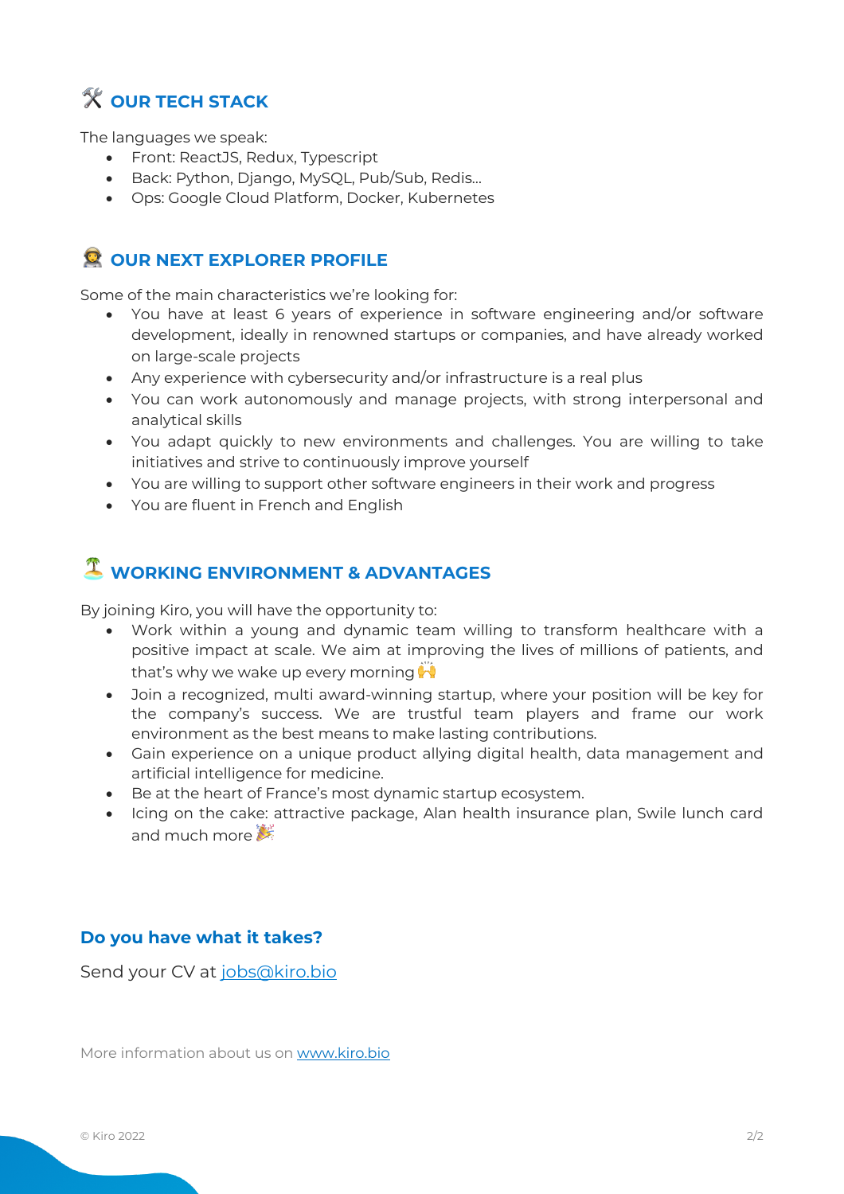## 🛠 OUR TECH STACK

The languages we speak:

- Front: ReactJS, Redux, Typescript
- Back: Python, Django, MySQL, Pub/Sub, Redis…
- Ops: Google Cloud Platform, Docker, Kubernetes

## 🧑‍🚀 OUR NEXT EXPLORER PROFILE

Some of the main characteristics we're looking for:

- You have at least 6 years of experience in software engineering and/or software development, ideally in renowned startups or companies, and have already worked on large-scale projects
- Any experience with cybersecurity and/or infrastructure is a real plus
- You can work autonomously and manage projects, with strong interpersonal and analytical skills
- You adapt quickly to new environments and challenges. You are willing to take initiatives and strive to continuously improve yourself
- You are willing to support other software engineers in their work and progress
- You are fluent in French and English

## 🏝 WORKING ENVIRONMENT & ADVANTAGES

By joining Kiro, you will have the opportunity to:

- Work within a young and dynamic team willing to transform healthcare with a positive impact at scale. We aim at improving the lives of millions of patients, and that's why we wake up every morning 🙌
- Join a recognized, multi award-winning startup, where your position will be key for the company's success. We are trustful team players and frame our work environment as the best means to make lasting contributions.
- Gain experience on a unique product allying digital health, data management and artificial intelligence for medicine.
- Be at the heart of France's most dynamic startup ecosystem.
- Icing on the cake: attractive package, Alan health insurance plan, Swile lunch card and much more 🎉

### Do you have what it takes?

Send your CV at jobs@kiro.bio

More information about us on www.kiro.bio

© Kiro 2022